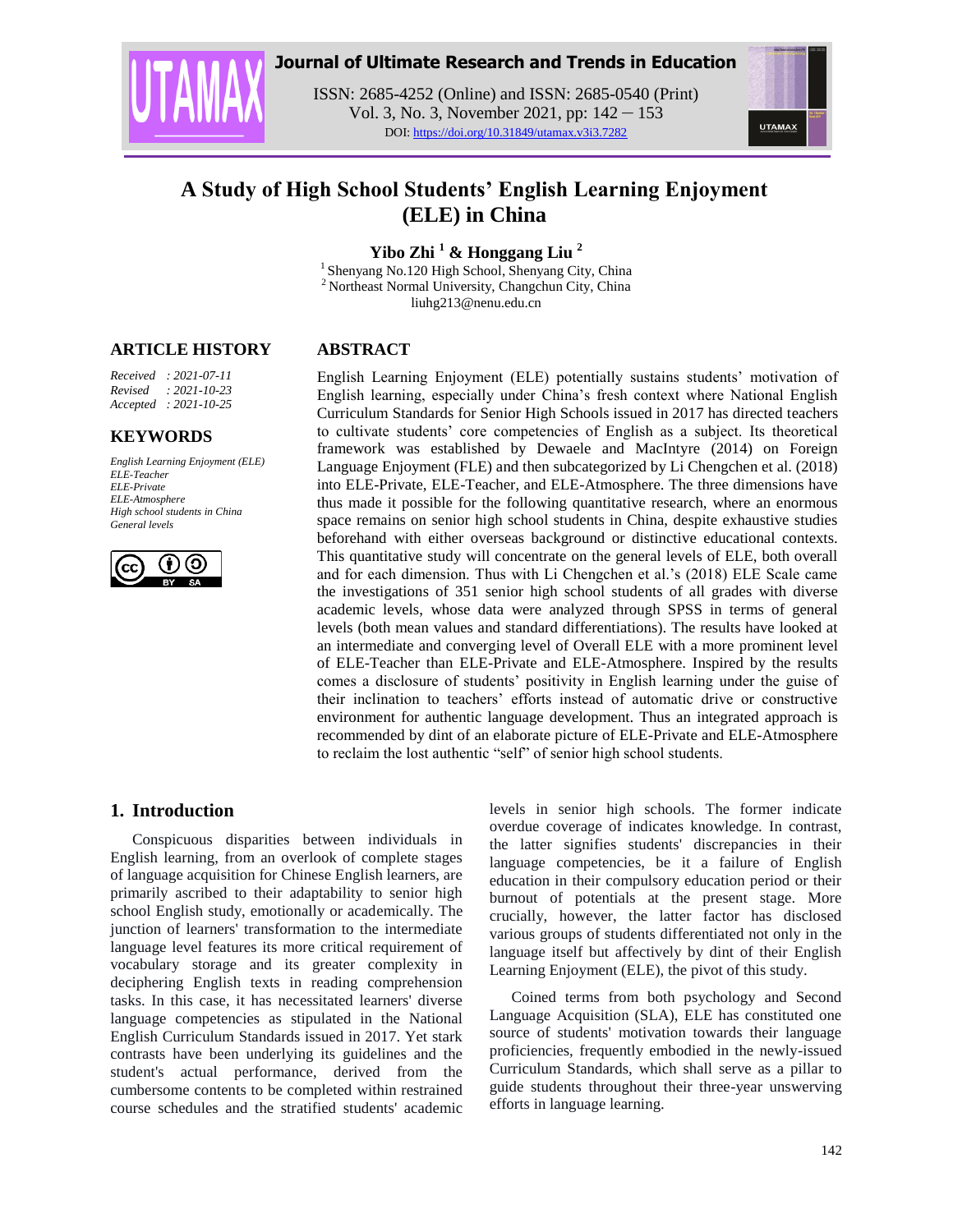# A Study of High School Students' English Learning Enjoyment (ELE) in China

**Yibo Zhi [1] & Honggang Liu [2]**

[1] Shenyang No.120 High School, Shenyang City, China
[2] Northeast Normal University, Changchun City, China
liuhg213@nenu.edu.cn

## ARTICLE HISTORY

*Received : 2021-07-11*
*Revised : 2021-10-23*
*Accepted : 2021-10-25*

## KEYWORDS

*English Learning Enjoyment (ELE)*
*ELE-Teacher*
*ELE-Private*
*ELE-Atmosphere*
*High school students in China*
*General levels*

## ABSTRACT

English Learning Enjoyment (ELE) potentially sustains students' motivation of English learning, especially under China's fresh context where National English Curriculum Standards for Senior High Schools issued in 2017 has directed teachers to cultivate students' core competencies of English as a subject. Its theoretical framework was established by Dewaele and MacIntyre (2014) on Foreign Language Enjoyment (FLE) and then subcategorized by Li Chengchen et al. (2018) into ELE-Private, ELE-Teacher, and ELE-Atmosphere. The three dimensions have thus made it possible for the following quantitative research, where an enormous space remains on senior high school students in China, despite exhaustive studies beforehand with either overseas background or distinctive educational contexts. This quantitative study will concentrate on the general levels of ELE, both overall and for each dimension. Thus with Li Chengchen et al.'s (2018) ELE Scale came the investigations of 351 senior high school students of all grades with diverse academic levels, whose data were analyzed through SPSS in terms of general levels (both mean values and standard differentiations). The results have looked at an intermediate and converging level of Overall ELE with a more prominent level of ELE-Teacher than ELE-Private and ELE-Atmosphere. Inspired by the results comes a disclosure of students' positivity in English learning under the guise of their inclination to teachers' efforts instead of automatic drive or constructive environment for authentic language development. Thus an integrated approach is recommended by dint of an elaborate picture of ELE-Private and ELE-Atmosphere to reclaim the lost authentic "self" of senior high school students.

## 1. Introduction

Conspicuous disparities between individuals in English learning, from an overlook of complete stages of language acquisition for Chinese English learners, are primarily ascribed to their adaptability to senior high school English study, emotionally or academically. The junction of learners' transformation to the intermediate language level features its more critical requirement of vocabulary storage and its greater complexity in deciphering English texts in reading comprehension tasks. In this case, it has necessitated learners' diverse language competencies as stipulated in the National English Curriculum Standards issued in 2017. Yet stark contrasts have been underlying its guidelines and the student's actual performance, derived from the cumbersome contents to be completed within restrained course schedules and the stratified students' academic levels in senior high schools. The former indicate overdue coverage of indicates knowledge. In contrast, the latter signifies students' discrepancies in their language competencies, be it a failure of English education in their compulsory education period or their burnout of potentials at the present stage. More crucially, however, the latter factor has disclosed various groups of students differentiated not only in the language itself but affectively by dint of their English Learning Enjoyment (ELE), the pivot of this study.

Coined terms from both psychology and Second Language Acquisition (SLA), ELE has constituted one source of students' motivation towards their language proficiencies, frequently embodied in the newly-issued Curriculum Standards, which shall serve as a pillar to guide students throughout their three-year unswerving efforts in language learning.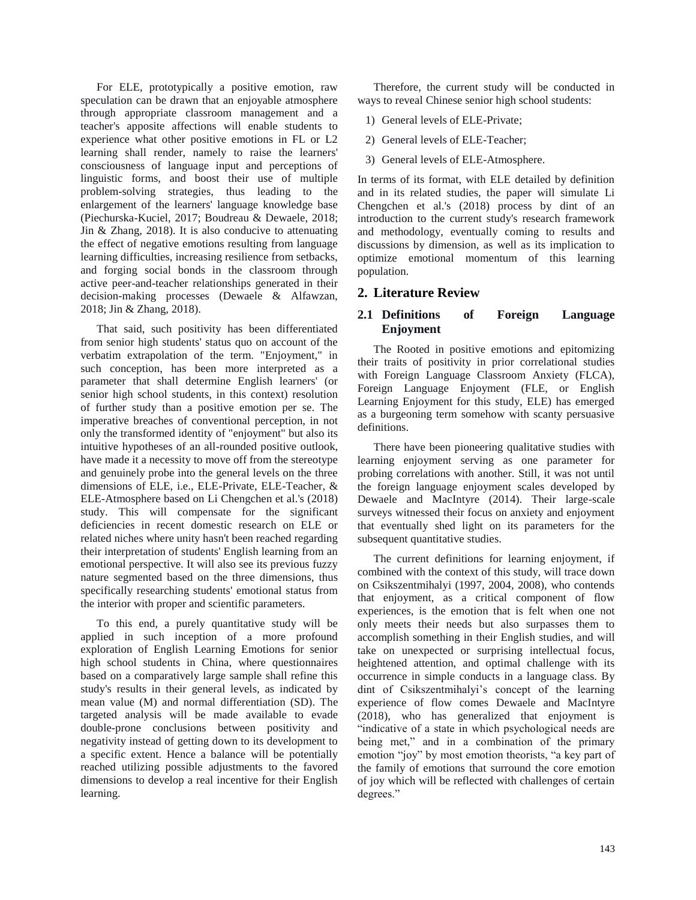For ELE, prototypically a positive emotion, raw speculation can be drawn that an enjoyable atmosphere through appropriate classroom management and a teacher's apposite affections will enable students to experience what other positive emotions in FL or L2 learning shall render, namely to raise the learners' consciousness of language input and perceptions of linguistic forms, and boost their use of multiple problem-solving strategies, thus leading to the enlargement of the learners' language knowledge base (Piechurska-Kuciel, 2017; Boudreau & Dewaele, 2018; Jin & Zhang, 2018). It is also conducive to attenuating the effect of negative emotions resulting from language learning difficulties, increasing resilience from setbacks, and forging social bonds in the classroom through active peer-and-teacher relationships generated in their decision-making processes (Dewaele & Alfawzan, 2018; Jin & Zhang, 2018).

That said, such positivity has been differentiated from senior high students' status quo on account of the verbatim extrapolation of the term. "Enjoyment," in such conception, has been more interpreted as a parameter that shall determine English learners' (or senior high school students, in this context) resolution of further study than a positive emotion per se. The imperative breaches of conventional perception, in not only the transformed identity of "enjoyment" but also its intuitive hypotheses of an all-rounded positive outlook, have made it a necessity to move off from the stereotype and genuinely probe into the general levels on the three dimensions of ELE, i.e., ELE-Private, ELE-Teacher, & ELE-Atmosphere based on Li Chengchen et al.'s (2018) study. This will compensate for the significant deficiencies in recent domestic research on ELE or related niches where unity hasn't been reached regarding their interpretation of students' English learning from an emotional perspective. It will also see its previous fuzzy nature segmented based on the three dimensions, thus specifically researching students' emotional status from the interior with proper and scientific parameters.

To this end, a purely quantitative study will be applied in such inception of a more profound exploration of English Learning Emotions for senior high school students in China, where questionnaires based on a comparatively large sample shall refine this study's results in their general levels, as indicated by mean value (M) and normal differentiation (SD). The targeted analysis will be made available to evade double-prone conclusions between positivity and negativity instead of getting down to its development to a specific extent. Hence a balance will be potentially reached utilizing possible adjustments to the favored dimensions to develop a real incentive for their English learning.

Therefore, the current study will be conducted in ways to reveal Chinese senior high school students:

1) General levels of ELE-Private;
2) General levels of ELE-Teacher;
3) General levels of ELE-Atmosphere.

In terms of its format, with ELE detailed by definition and in its related studies, the paper will simulate Li Chengchen et al.'s (2018) process by dint of an introduction to the current study's research framework and methodology, eventually coming to results and discussions by dimension, as well as its implication to optimize emotional momentum of this learning population.

## 2. Literature Review

### 2.1 Definitions of Foreign Language Enjoyment

The Rooted in positive emotions and epitomizing their traits of positivity in prior correlational studies with Foreign Language Classroom Anxiety (FLCA), Foreign Language Enjoyment (FLE, or English Learning Enjoyment for this study, ELE) has emerged as a burgeoning term somehow with scanty persuasive definitions.

There have been pioneering qualitative studies with learning enjoyment serving as one parameter for probing correlations with another. Still, it was not until the foreign language enjoyment scales developed by Dewaele and MacIntyre (2014). Their large-scale surveys witnessed their focus on anxiety and enjoyment that eventually shed light on its parameters for the subsequent quantitative studies.

The current definitions for learning enjoyment, if combined with the context of this study, will trace down on Csikszentmihalyi (1997, 2004, 2008), who contends that enjoyment, as a critical component of flow experiences, is the emotion that is felt when one not only meets their needs but also surpasses them to accomplish something in their English studies, and will take on unexpected or surprising intellectual focus, heightened attention, and optimal challenge with its occurrence in simple conducts in a language class. By dint of Csikszentmihalyi's concept of the learning experience of flow comes Dewaele and MacIntyre (2018), who has generalized that enjoyment is "indicative of a state in which psychological needs are being met," and in a combination of the primary emotion "joy" by most emotion theorists, "a key part of the family of emotions that surround the core emotion of joy which will be reflected with challenges of certain degrees."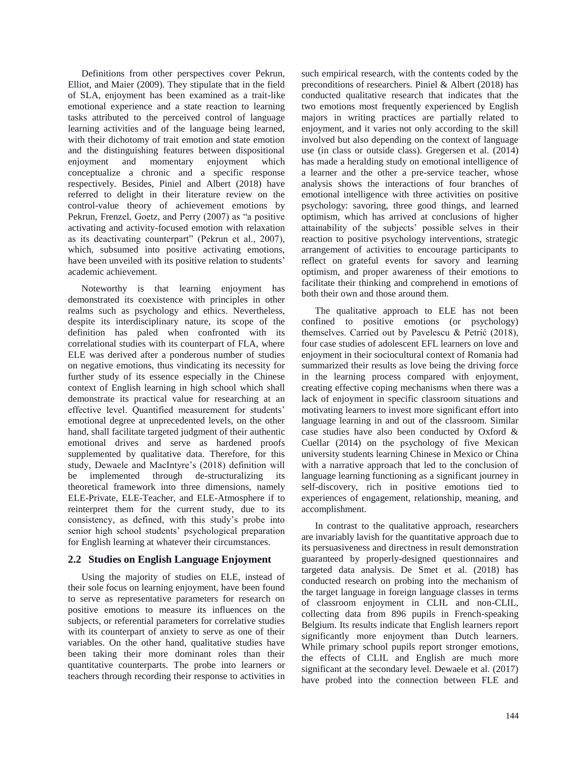Definitions from other perspectives cover Pekrun, Elliot, and Maier (2009). They stipulate that in the field of SLA, enjoyment has been examined as a trait-like emotional experience and a state reaction to learning tasks attributed to the perceived control of language learning activities and of the language being learned, with their dichotomy of trait emotion and state emotion and the distinguishing features between dispositional enjoyment and momentary enjoyment which conceptualize a chronic and a specific response respectively. Besides, Piniel and Albert (2018) have referred to delight in their literature review on the control-value theory of achievement emotions by Pekrun, Frenzel, Goetz, and Perry (2007) as "a positive activating and activity-focused emotion with relaxation as its deactivating counterpart" (Pekrun et al., 2007), which, subsumed into positive activating emotions, have been unveiled with its positive relation to students' academic achievement.

Noteworthy is that learning enjoyment has demonstrated its coexistence with principles in other realms such as psychology and ethics. Nevertheless, despite its interdisciplinary nature, its scope of the definition has paled when confronted with its correlational studies with its counterpart of FLA, where ELE was derived after a ponderous number of studies on negative emotions, thus vindicating its necessity for further study of its essence especially in the Chinese context of English learning in high school which shall demonstrate its practical value for researching at an effective level. Quantified measurement for students' emotional degree at unprecedented levels, on the other hand, shall facilitate targeted judgment of their authentic emotional drives and serve as hardened proofs supplemented by qualitative data. Therefore, for this study, Dewaele and MacIntyre's (2018) definition will be implemented through de-structuralizing its theoretical framework into three dimensions, namely ELE-Private, ELE-Teacher, and ELE-Atmosphere if to reinterpret them for the current study, due to its consistency, as defined, with this study's probe into senior high school students' psychological preparation for English learning at whatever their circumstances.

## 2.2 Studies on English Language Enjoyment

Using the majority of studies on ELE, instead of their sole focus on learning enjoyment, have been found to serve as representative parameters for research on positive emotions to measure its influences on the subjects, or referential parameters for correlative studies with its counterpart of anxiety to serve as one of their variables. On the other hand, qualitative studies have been taking their more dominant roles than their quantitative counterparts. The probe into learners or teachers through recording their response to activities in such empirical research, with the contents coded by the preconditions of researchers. Piniel & Albert (2018) has conducted qualitative research that indicates that the two emotions most frequently experienced by English majors in writing practices are partially related to enjoyment, and it varies not only according to the skill involved but also depending on the context of language use (in class or outside class). Gregersen et al. (2014) has made a heralding study on emotional intelligence of a learner and the other a pre-service teacher, whose analysis shows the interactions of four branches of emotional intelligence with three activities on positive psychology: savoring, three good things, and learned optimism, which has arrived at conclusions of higher attainability of the subjects' possible selves in their reaction to positive psychology interventions, strategic arrangement of activities to encourage participants to reflect on grateful events for savory and learning optimism, and proper awareness of their emotions to facilitate their thinking and comprehend in emotions of both their own and those around them.

The qualitative approach to ELE has not been confined to positive emotions (or psychology) themselves. Carried out by Pavelescu & Petrić (2018), four case studies of adolescent EFL learners on love and enjoyment in their sociocultural context of Romania had summarized their results as love being the driving force in the learning process compared with enjoyment, creating effective coping mechanisms when there was a lack of enjoyment in specific classroom situations and motivating learners to invest more significant effort into language learning in and out of the classroom. Similar case studies have also been conducted by Oxford & Cuellar (2014) on the psychology of five Mexican university students learning Chinese in Mexico or China with a narrative approach that led to the conclusion of language learning functioning as a significant journey in self-discovery, rich in positive emotions tied to experiences of engagement, relationship, meaning, and accomplishment.

In contrast to the qualitative approach, researchers are invariably lavish for the quantitative approach due to its persuasiveness and directness in result demonstration guaranteed by properly-designed questionnaires and targeted data analysis. De Smet et al. (2018) has conducted research on probing into the mechanism of the target language in foreign language classes in terms of classroom enjoyment in CLIL and non-CLIL, collecting data from 896 pupils in French-speaking Belgium. Its results indicate that English learners report significantly more enjoyment than Dutch learners. While primary school pupils report stronger emotions, the effects of CLIL and English are much more significant at the secondary level. Dewaele et al. (2017) have probed into the connection between FLE and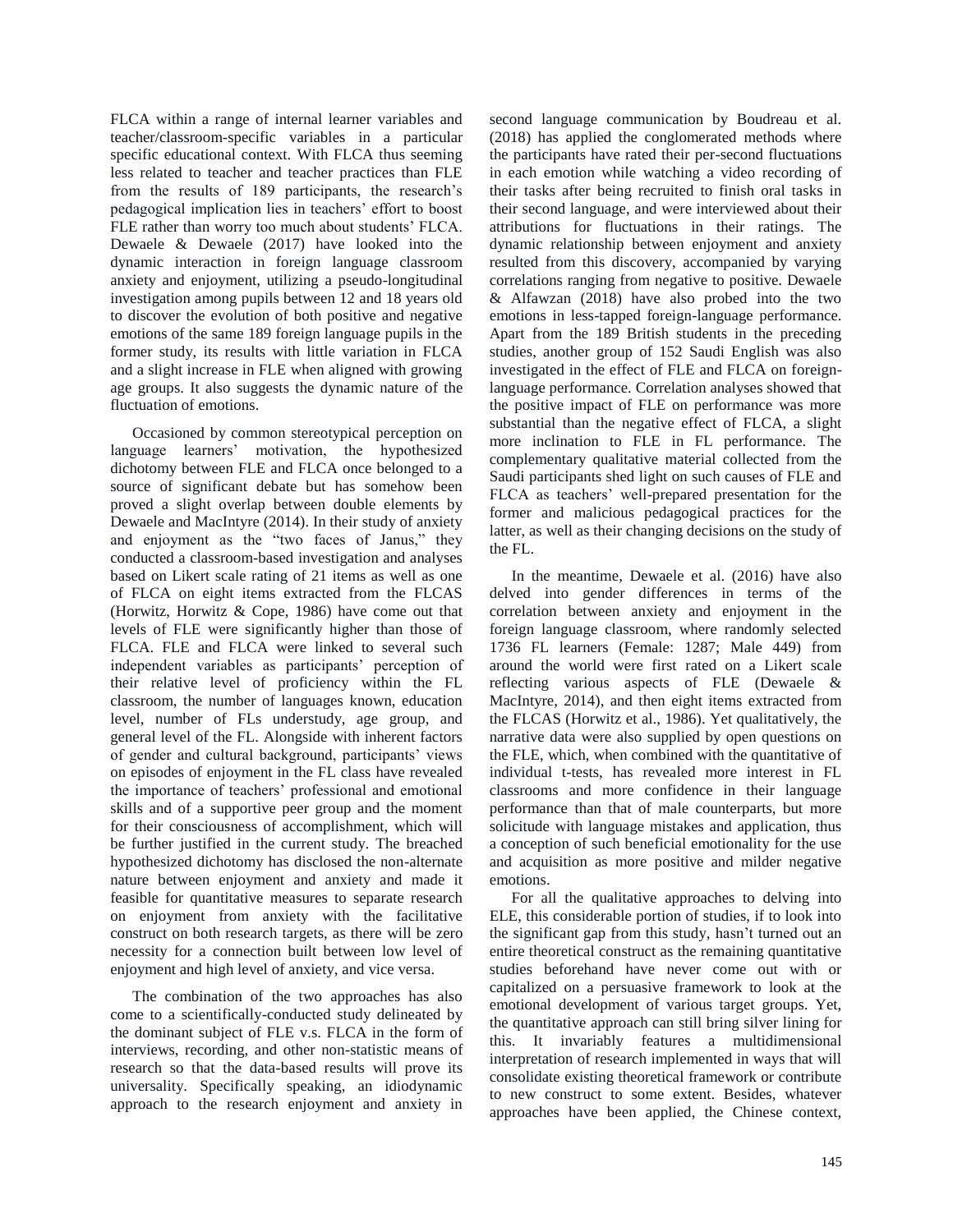FLCA within a range of internal learner variables and teacher/classroom-specific variables in a particular specific educational context. With FLCA thus seeming less related to teacher and teacher practices than FLE from the results of 189 participants, the research's pedagogical implication lies in teachers' effort to boost FLE rather than worry too much about students' FLCA. Dewaele & Dewaele (2017) have looked into the dynamic interaction in foreign language classroom anxiety and enjoyment, utilizing a pseudo-longitudinal investigation among pupils between 12 and 18 years old to discover the evolution of both positive and negative emotions of the same 189 foreign language pupils in the former study, its results with little variation in FLCA and a slight increase in FLE when aligned with growing age groups. It also suggests the dynamic nature of the fluctuation of emotions.

Occasioned by common stereotypical perception on language learners' motivation, the hypothesized dichotomy between FLE and FLCA once belonged to a source of significant debate but has somehow been proved a slight overlap between double elements by Dewaele and MacIntyre (2014). In their study of anxiety and enjoyment as the "two faces of Janus," they conducted a classroom-based investigation and analyses based on Likert scale rating of 21 items as well as one of FLCA on eight items extracted from the FLCAS (Horwitz, Horwitz & Cope, 1986) have come out that levels of FLE were significantly higher than those of FLCA. FLE and FLCA were linked to several such independent variables as participants' perception of their relative level of proficiency within the FL classroom, the number of languages known, education level, number of FLs understudy, age group, and general level of the FL. Alongside with inherent factors of gender and cultural background, participants' views on episodes of enjoyment in the FL class have revealed the importance of teachers' professional and emotional skills and of a supportive peer group and the moment for their consciousness of accomplishment, which will be further justified in the current study. The breached hypothesized dichotomy has disclosed the non-alternate nature between enjoyment and anxiety and made it feasible for quantitative measures to separate research on enjoyment from anxiety with the facilitative construct on both research targets, as there will be zero necessity for a connection built between low level of enjoyment and high level of anxiety, and vice versa.

The combination of the two approaches has also come to a scientifically-conducted study delineated by the dominant subject of FLE v.s. FLCA in the form of interviews, recording, and other non-statistic means of research so that the data-based results will prove its universality. Specifically speaking, an idiodynamic approach to the research enjoyment and anxiety in second language communication by Boudreau et al. (2018) has applied the conglomerated methods where the participants have rated their per-second fluctuations in each emotion while watching a video recording of their tasks after being recruited to finish oral tasks in their second language, and were interviewed about their attributions for fluctuations in their ratings. The dynamic relationship between enjoyment and anxiety resulted from this discovery, accompanied by varying correlations ranging from negative to positive. Dewaele & Alfawzan (2018) have also probed into the two emotions in less-tapped foreign-language performance. Apart from the 189 British students in the preceding studies, another group of 152 Saudi English was also investigated in the effect of FLE and FLCA on foreign-language performance. Correlation analyses showed that the positive impact of FLE on performance was more substantial than the negative effect of FLCA, a slight more inclination to FLE in FL performance. The complementary qualitative material collected from the Saudi participants shed light on such causes of FLE and FLCA as teachers' well-prepared presentation for the former and malicious pedagogical practices for the latter, as well as their changing decisions on the study of the FL.

In the meantime, Dewaele et al. (2016) have also delved into gender differences in terms of the correlation between anxiety and enjoyment in the foreign language classroom, where randomly selected 1736 FL learners (Female: 1287; Male 449) from around the world were first rated on a Likert scale reflecting various aspects of FLE (Dewaele & MacIntyre, 2014), and then eight items extracted from the FLCAS (Horwitz et al., 1986). Yet qualitatively, the narrative data were also supplied by open questions on the FLE, which, when combined with the quantitative of individual t-tests, has revealed more interest in FL classrooms and more confidence in their language performance than that of male counterparts, but more solicitude with language mistakes and application, thus a conception of such beneficial emotionality for the use and acquisition as more positive and milder negative emotions.

For all the qualitative approaches to delving into ELE, this considerable portion of studies, if to look into the significant gap from this study, hasn't turned out an entire theoretical construct as the remaining quantitative studies beforehand have never come out with or capitalized on a persuasive framework to look at the emotional development of various target groups. Yet, the quantitative approach can still bring silver lining for this. It invariably features a multidimensional interpretation of research implemented in ways that will consolidate existing theoretical framework or contribute to new construct to some extent. Besides, whatever approaches have been applied, the Chinese context,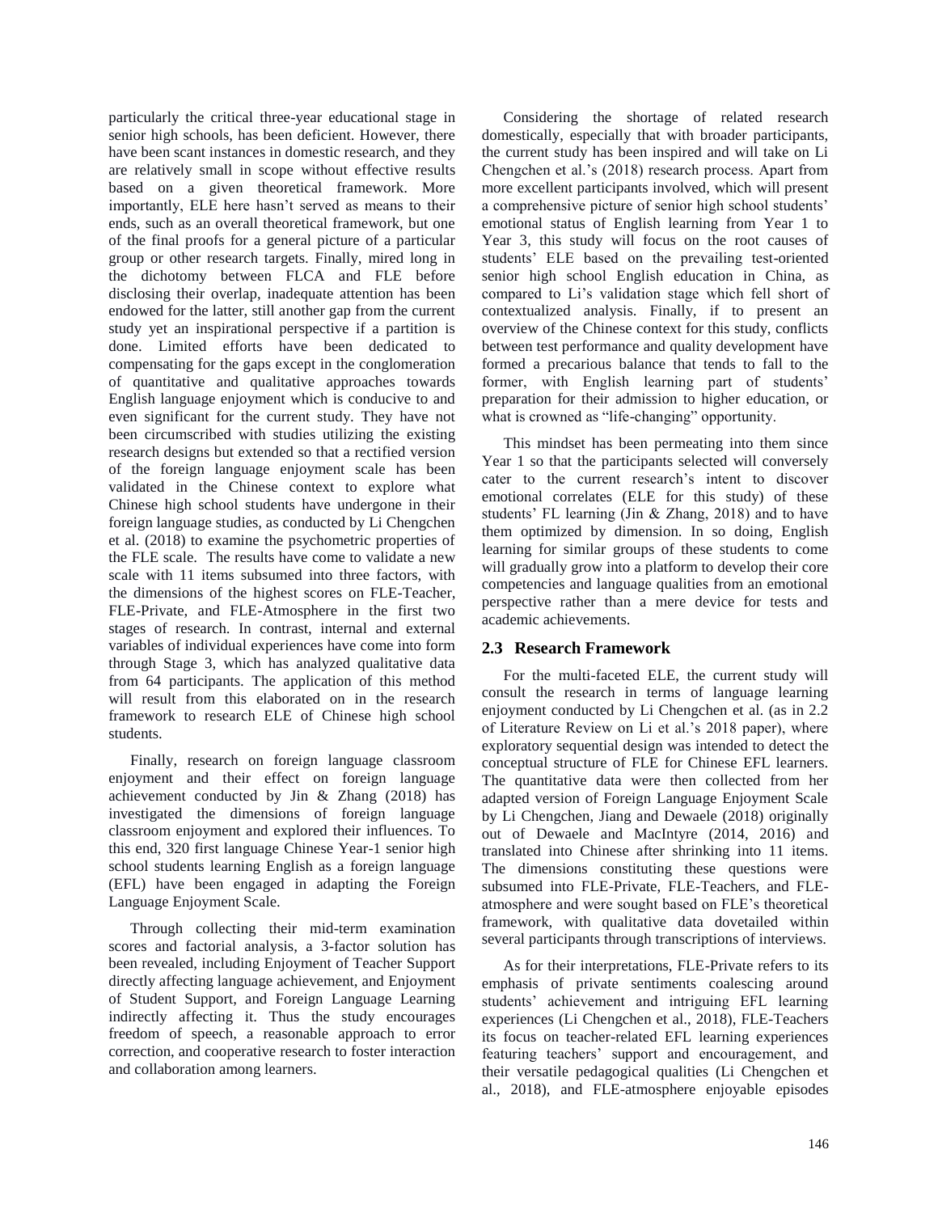particularly the critical three-year educational stage in senior high schools, has been deficient. However, there have been scant instances in domestic research, and they are relatively small in scope without effective results based on a given theoretical framework. More importantly, ELE here hasn't served as means to their ends, such as an overall theoretical framework, but one of the final proofs for a general picture of a particular group or other research targets. Finally, mired long in the dichotomy between FLCA and FLE before disclosing their overlap, inadequate attention has been endowed for the latter, still another gap from the current study yet an inspirational perspective if a partition is done. Limited efforts have been dedicated to compensating for the gaps except in the conglomeration of quantitative and qualitative approaches towards English language enjoyment which is conducive to and even significant for the current study. They have not been circumscribed with studies utilizing the existing research designs but extended so that a rectified version of the foreign language enjoyment scale has been validated in the Chinese context to explore what Chinese high school students have undergone in their foreign language studies, as conducted by Li Chengchen et al. (2018) to examine the psychometric properties of the FLE scale. The results have come to validate a new scale with 11 items subsumed into three factors, with the dimensions of the highest scores on FLE-Teacher, FLE-Private, and FLE-Atmosphere in the first two stages of research. In contrast, internal and external variables of individual experiences have come into form through Stage 3, which has analyzed qualitative data from 64 participants. The application of this method will result from this elaborated on in the research framework to research ELE of Chinese high school students.

Finally, research on foreign language classroom enjoyment and their effect on foreign language achievement conducted by Jin & Zhang (2018) has investigated the dimensions of foreign language classroom enjoyment and explored their influences. To this end, 320 first language Chinese Year-1 senior high school students learning English as a foreign language (EFL) have been engaged in adapting the Foreign Language Enjoyment Scale.

Through collecting their mid-term examination scores and factorial analysis, a 3-factor solution has been revealed, including Enjoyment of Teacher Support directly affecting language achievement, and Enjoyment of Student Support, and Foreign Language Learning indirectly affecting it. Thus the study encourages freedom of speech, a reasonable approach to error correction, and cooperative research to foster interaction and collaboration among learners.

Considering the shortage of related research domestically, especially that with broader participants, the current study has been inspired and will take on Li Chengchen et al.'s (2018) research process. Apart from more excellent participants involved, which will present a comprehensive picture of senior high school students' emotional status of English learning from Year 1 to Year 3, this study will focus on the root causes of students' ELE based on the prevailing test-oriented senior high school English education in China, as compared to Li's validation stage which fell short of contextualized analysis. Finally, if to present an overview of the Chinese context for this study, conflicts between test performance and quality development have formed a precarious balance that tends to fall to the former, with English learning part of students' preparation for their admission to higher education, or what is crowned as "life-changing" opportunity.

This mindset has been permeating into them since Year 1 so that the participants selected will conversely cater to the current research's intent to discover emotional correlates (ELE for this study) of these students' FL learning (Jin & Zhang, 2018) and to have them optimized by dimension. In so doing, English learning for similar groups of these students to come will gradually grow into a platform to develop their core competencies and language qualities from an emotional perspective rather than a mere device for tests and academic achievements.

## 2.3 Research Framework

For the multi-faceted ELE, the current study will consult the research in terms of language learning enjoyment conducted by Li Chengchen et al. (as in 2.2 of Literature Review on Li et al.'s 2018 paper), where exploratory sequential design was intended to detect the conceptual structure of FLE for Chinese EFL learners. The quantitative data were then collected from her adapted version of Foreign Language Enjoyment Scale by Li Chengchen, Jiang and Dewaele (2018) originally out of Dewaele and MacIntyre (2014, 2016) and translated into Chinese after shrinking into 11 items. The dimensions constituting these questions were subsumed into FLE-Private, FLE-Teachers, and FLE-atmosphere and were sought based on FLE's theoretical framework, with qualitative data dovetailed within several participants through transcriptions of interviews.

As for their interpretations, FLE-Private refers to its emphasis of private sentiments coalescing around students' achievement and intriguing EFL learning experiences (Li Chengchen et al., 2018), FLE-Teachers its focus on teacher-related EFL learning experiences featuring teachers' support and encouragement, and their versatile pedagogical qualities (Li Chengchen et al., 2018), and FLE-atmosphere enjoyable episodes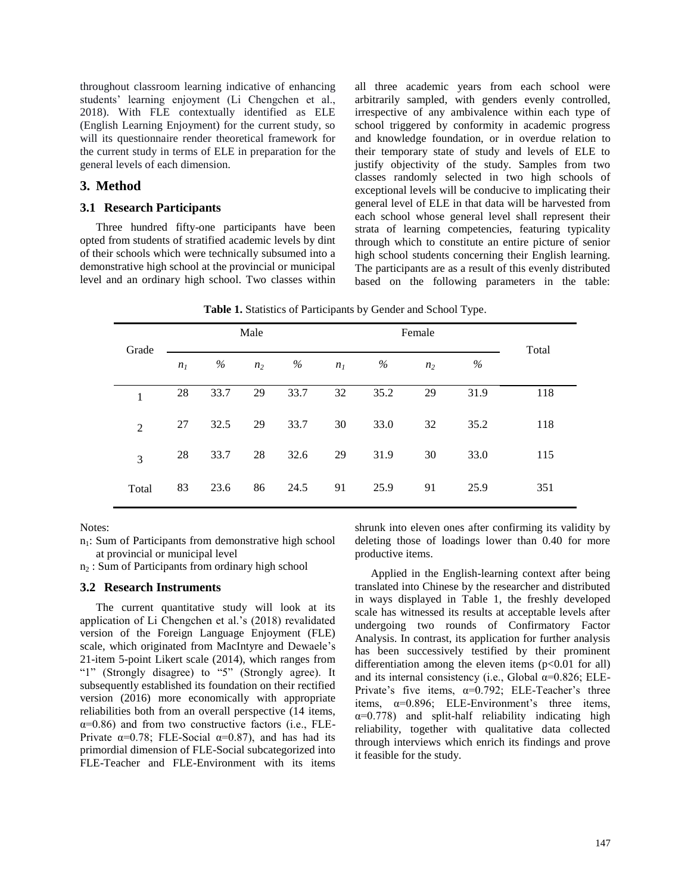throughout classroom learning indicative of enhancing students' learning enjoyment (Li Chengchen et al., 2018). With FLE contextually identified as ELE (English Learning Enjoyment) for the current study, so will its questionnaire render theoretical framework for the current study in terms of ELE in preparation for the general levels of each dimension.

## 3. Method

### 3.1 Research Participants

Three hundred fifty-one participants have been opted from students of stratified academic levels by dint of their schools which were technically subsumed into a demonstrative high school at the provincial or municipal level and an ordinary high school. Two classes within all three academic years from each school were arbitrarily sampled, with genders evenly controlled, irrespective of any ambivalence within each type of school triggered by conformity in academic progress and knowledge foundation, or in overdue relation to their temporary state of study and levels of ELE to justify objectivity of the study. Samples from two classes randomly selected in two high schools of exceptional levels will be conducive to implicating their general level of ELE in that data will be harvested from each school whose general level shall represent their strata of learning competencies, featuring typicality through which to constitute an entire picture of senior high school students concerning their English learning. The participants are as a result of this evenly distributed based on the following parameters in the table:

**Table 1.** Statistics of Participants by Gender and School Type.

| Grade | Male | | | | Female | | | | Total |
|---|---|---|---|---|---|---|---|---|---|
| | $n_1$ | % | $n_2$ | % | $n_1$ | % | $n_2$ | % | |
| 1 | 28 | 33.7 | 29 | 33.7 | 32 | 35.2 | 29 | 31.9 | 118 |
| 2 | 27 | 32.5 | 29 | 33.7 | 30 | 33.0 | 32 | 35.2 | 118 |
| 3 | 28 | 33.7 | 28 | 32.6 | 29 | 31.9 | 30 | 33.0 | 115 |
| Total | 83 | 23.6 | 86 | 24.5 | 91 | 25.9 | 91 | 25.9 | 351 |

Notes:

$n_1$: Sum of Participants from demonstrative high school at provincial or municipal level

$n_2$ : Sum of Participants from ordinary high school

### 3.2 Research Instruments

The current quantitative study will look at its application of Li Chengchen et al.'s (2018) revalidated version of the Foreign Language Enjoyment (FLE) scale, which originated from MacIntyre and Dewaele's 21-item 5-point Likert scale (2014), which ranges from "1" (Strongly disagree) to "5" (Strongly agree). It subsequently established its foundation on their rectified version (2016) more economically with appropriate reliabilities both from an overall perspective (14 items, $\alpha$=0.86) and from two constructive factors (i.e., FLE-Private $\alpha$=0.78; FLE-Social $\alpha$=0.87), and has had its primordial dimension of FLE-Social subcategorized into FLE-Teacher and FLE-Environment with its items shrunk into eleven ones after confirming its validity by deleting those of loadings lower than 0.40 for more productive items.

Applied in the English-learning context after being translated into Chinese by the researcher and distributed in ways displayed in Table 1, the freshly developed scale has witnessed its results at acceptable levels after undergoing two rounds of Confirmatory Factor Analysis. In contrast, its application for further analysis has been successively testified by their prominent differentiation among the eleven items ($p$<0.01 for all) and its internal consistency (i.e., Global $\alpha$=0.826; ELE-Private's five items, $\alpha$=0.792; ELE-Teacher's three items, $\alpha$=0.896; ELE-Environment's three items, $\alpha$=0.778) and split-half reliability indicating high reliability, together with qualitative data collected through interviews which enrich its findings and prove it feasible for the study.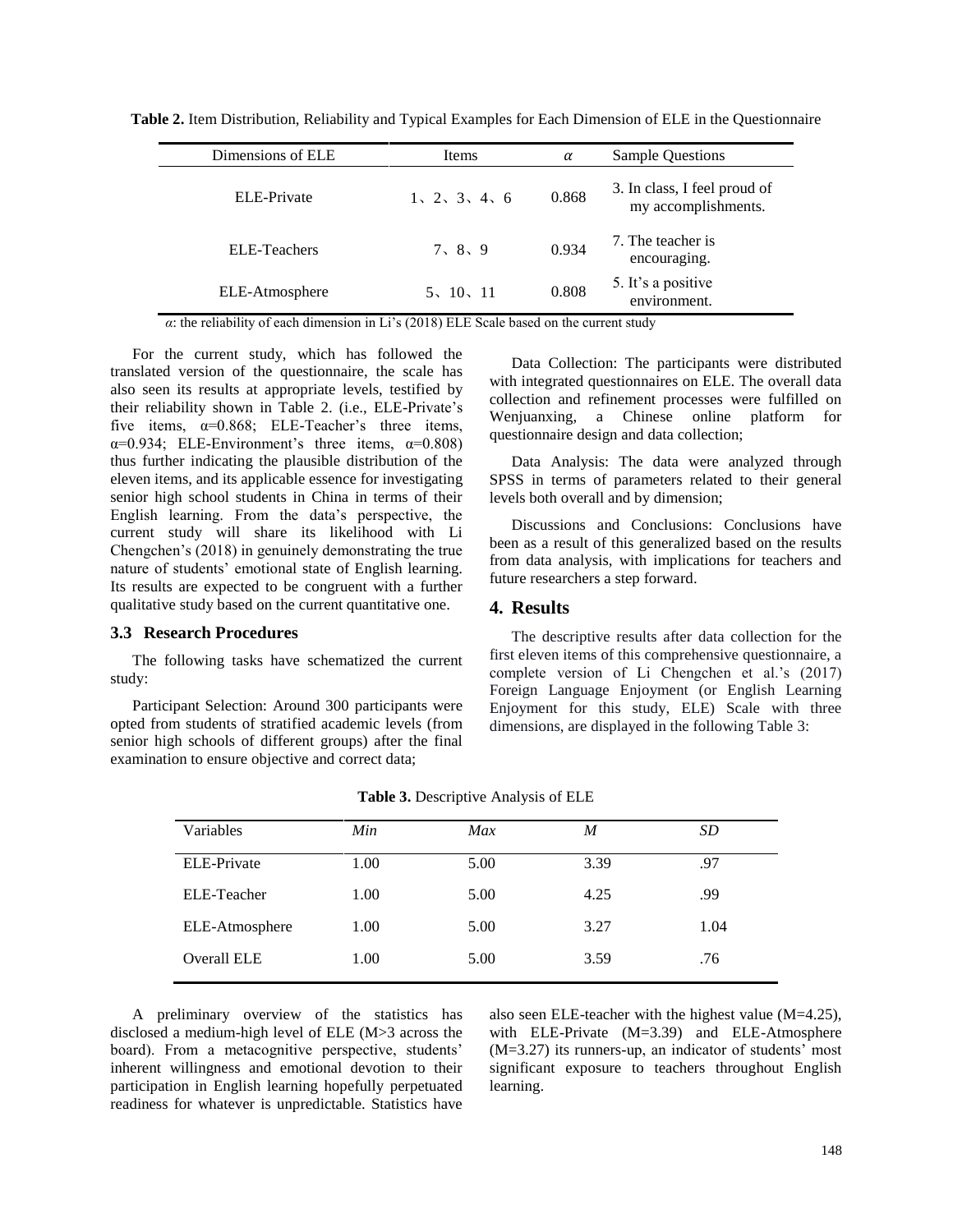**Table 2.** Item Distribution, Reliability and Typical Examples for Each Dimension of ELE in the Questionnaire

| Dimensions of ELE | Items | $\alpha$ | Sample Questions |
|---|---|---|---|
| ELE-Private | 1、2、3、4、6 | 0.868 | 3. In class, I feel proud of my accomplishments. |
| ELE-Teachers | 7、8、9 | 0.934 | 7. The teacher is encouraging. |
| ELE-Atmosphere | 5、10、11 | 0.808 | 5. It's a positive environment. |

$\alpha$: the reliability of each dimension in Li's (2018) ELE Scale based on the current study

For the current study, which has followed the translated version of the questionnaire, the scale has also seen its results at appropriate levels, testified by their reliability shown in Table 2. (i.e., ELE-Private's five items, $\alpha$=0.868; ELE-Teacher's three items, $\alpha$=0.934; ELE-Environment's three items, $\alpha$=0.808) thus further indicating the plausible distribution of the eleven items, and its applicable essence for investigating senior high school students in China in terms of their English learning. From the data's perspective, the current study will share its likelihood with Li Chengchen's (2018) in genuinely demonstrating the true nature of students' emotional state of English learning. Its results are expected to be congruent with a further qualitative study based on the current quantitative one.

### 3.3 Research Procedures

The following tasks have schematized the current study:

Participant Selection: Around 300 participants were opted from students of stratified academic levels (from senior high schools of different groups) after the final examination to ensure objective and correct data;

Data Collection: The participants were distributed with integrated questionnaires on ELE. The overall data collection and refinement processes were fulfilled on Wenjuanxing, a Chinese online platform for questionnaire design and data collection;

Data Analysis: The data were analyzed through SPSS in terms of parameters related to their general levels both overall and by dimension;

Discussions and Conclusions: Conclusions have been as a result of this generalized based on the results from data analysis, with implications for teachers and future researchers a step forward.

## 4. Results

The descriptive results after data collection for the first eleven items of this comprehensive questionnaire, a complete version of Li Chengchen et al.'s (2017) Foreign Language Enjoyment (or English Learning Enjoyment for this study, ELE) Scale with three dimensions, are displayed in the following Table 3:

**Table 3.** Descriptive Analysis of ELE

| Variables | *Min* | *Max* | *M* | *SD* |
|---|---|---|---|---|
| ELE-Private | 1.00 | 5.00 | 3.39 | .97 |
| ELE-Teacher | 1.00 | 5.00 | 4.25 | .99 |
| ELE-Atmosphere | 1.00 | 5.00 | 3.27 | 1.04 |
| Overall ELE | 1.00 | 5.00 | 3.59 | .76 |

A preliminary overview of the statistics has disclosed a medium-high level of ELE (M>3 across the board). From a metacognitive perspective, students' inherent willingness and emotional devotion to their participation in English learning hopefully perpetuated readiness for whatever is unpredictable. Statistics have also seen ELE-teacher with the highest value (M=4.25), with ELE-Private (M=3.39) and ELE-Atmosphere (M=3.27) its runners-up, an indicator of students' most significant exposure to teachers throughout English learning.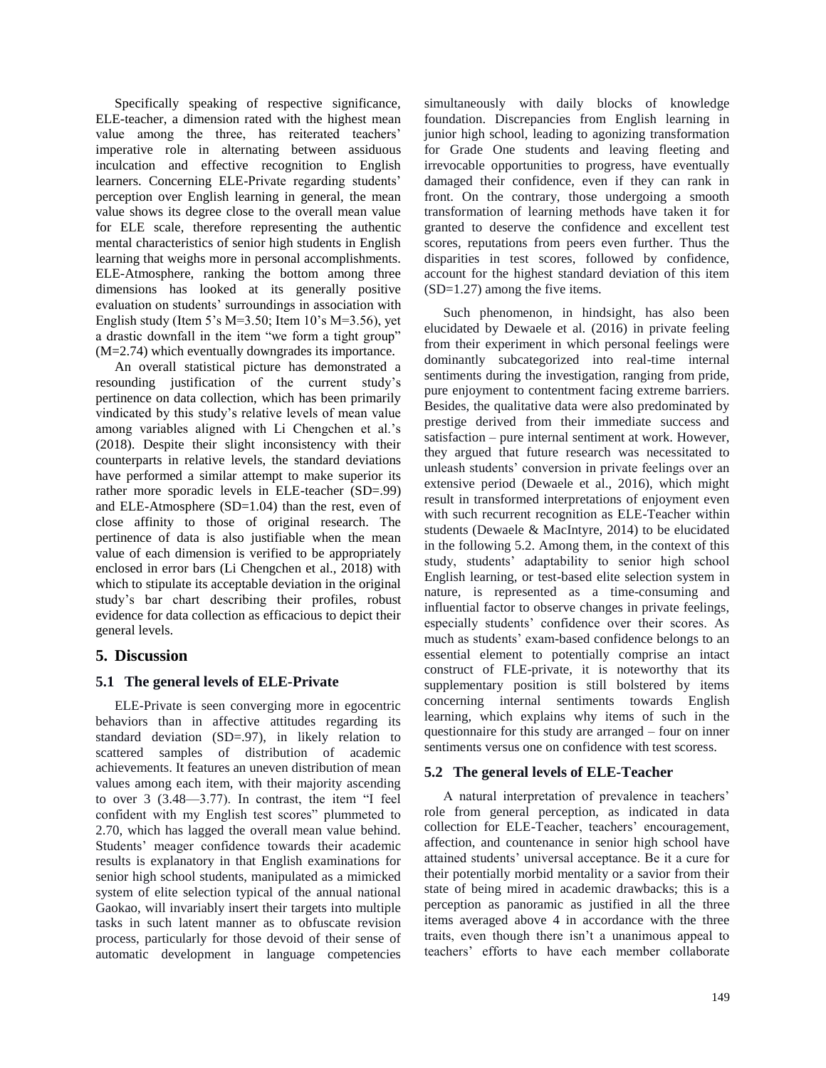Specifically speaking of respective significance, ELE-teacher, a dimension rated with the highest mean value among the three, has reiterated teachers' imperative role in alternating between assiduous inculcation and effective recognition to English learners. Concerning ELE-Private regarding students' perception over English learning in general, the mean value shows its degree close to the overall mean value for ELE scale, therefore representing the authentic mental characteristics of senior high students in English learning that weighs more in personal accomplishments. ELE-Atmosphere, ranking the bottom among three dimensions has looked at its generally positive evaluation on students' surroundings in association with English study (Item 5's M=3.50; Item 10's M=3.56), yet a drastic downfall in the item "we form a tight group" (M=2.74) which eventually downgrades its importance.

An overall statistical picture has demonstrated a resounding justification of the current study's pertinence on data collection, which has been primarily vindicated by this study's relative levels of mean value among variables aligned with Li Chengchen et al.'s (2018). Despite their slight inconsistency with their counterparts in relative levels, the standard deviations have performed a similar attempt to make superior its rather more sporadic levels in ELE-teacher (SD=.99) and ELE-Atmosphere (SD=1.04) than the rest, even of close affinity to those of original research. The pertinence of data is also justifiable when the mean value of each dimension is verified to be appropriately enclosed in error bars (Li Chengchen et al., 2018) with which to stipulate its acceptable deviation in the original study's bar chart describing their profiles, robust evidence for data collection as efficacious to depict their general levels.

## 5. Discussion

### 5.1 The general levels of ELE-Private

ELE-Private is seen converging more in egocentric behaviors than in affective attitudes regarding its standard deviation (SD=.97), in likely relation to scattered samples of distribution of academic achievements. It features an uneven distribution of mean values among each item, with their majority ascending to over 3 (3.48—3.77). In contrast, the item "I feel confident with my English test scores" plummeted to 2.70, which has lagged the overall mean value behind. Students' meager confidence towards their academic results is explanatory in that English examinations for senior high school students, manipulated as a mimicked system of elite selection typical of the annual national Gaokao, will invariably insert their targets into multiple tasks in such latent manner as to obfuscate revision process, particularly for those devoid of their sense of automatic development in language competencies simultaneously with daily blocks of knowledge foundation. Discrepancies from English learning in junior high school, leading to agonizing transformation for Grade One students and leaving fleeting and irrevocable opportunities to progress, have eventually damaged their confidence, even if they can rank in front. On the contrary, those undergoing a smooth transformation of learning methods have taken it for granted to deserve the confidence and excellent test scores, reputations from peers even further. Thus the disparities in test scores, followed by confidence, account for the highest standard deviation of this item (SD=1.27) among the five items.

Such phenomenon, in hindsight, has also been elucidated by Dewaele et al. (2016) in private feeling from their experiment in which personal feelings were dominantly subcategorized into real-time internal sentiments during the investigation, ranging from pride, pure enjoyment to contentment facing extreme barriers. Besides, the qualitative data were also predominated by prestige derived from their immediate success and satisfaction – pure internal sentiment at work. However, they argued that future research was necessitated to unleash students' conversion in private feelings over an extensive period (Dewaele et al., 2016), which might result in transformed interpretations of enjoyment even with such recurrent recognition as ELE-Teacher within students (Dewaele & MacIntyre, 2014) to be elucidated in the following 5.2. Among them, in the context of this study, students' adaptability to senior high school English learning, or test-based elite selection system in nature, is represented as a time-consuming and influential factor to observe changes in private feelings, especially students' confidence over their scores. As much as students' exam-based confidence belongs to an essential element to potentially comprise an intact construct of FLE-private, it is noteworthy that its supplementary position is still bolstered by items concerning internal sentiments towards English learning, which explains why items of such in the questionnaire for this study are arranged – four on inner sentiments versus one on confidence with test scoress.

### 5.2 The general levels of ELE-Teacher

A natural interpretation of prevalence in teachers' role from general perception, as indicated in data collection for ELE-Teacher, teachers' encouragement, affection, and countenance in senior high school have attained students' universal acceptance. Be it a cure for their potentially morbid mentality or a savior from their state of being mired in academic drawbacks; this is a perception as panoramic as justified in all the three items averaged above 4 in accordance with the three traits, even though there isn't a unanimous appeal to teachers' efforts to have each member collaborate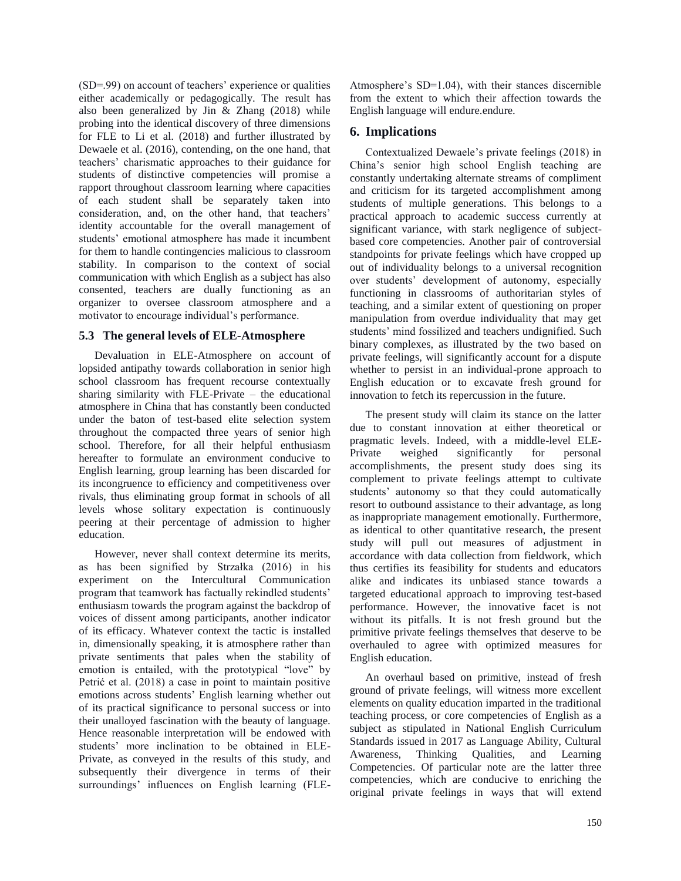(SD=.99) on account of teachers' experience or qualities either academically or pedagogically. The result has also been generalized by Jin & Zhang (2018) while probing into the identical discovery of three dimensions for FLE to Li et al. (2018) and further illustrated by Dewaele et al. (2016), contending, on the one hand, that teachers' charismatic approaches to their guidance for students of distinctive competencies will promise a rapport throughout classroom learning where capacities of each student shall be separately taken into consideration, and, on the other hand, that teachers' identity accountable for the overall management of students' emotional atmosphere has made it incumbent for them to handle contingencies malicious to classroom stability. In comparison to the context of social communication with which English as a subject has also consented, teachers are dually functioning as an organizer to oversee classroom atmosphere and a motivator to encourage individual's performance.

### 5.3 The general levels of ELE-Atmosphere

Devaluation in ELE-Atmosphere on account of lopsided antipathy towards collaboration in senior high school classroom has frequent recourse contextually sharing similarity with FLE-Private – the educational atmosphere in China that has constantly been conducted under the baton of test-based elite selection system throughout the compacted three years of senior high school. Therefore, for all their helpful enthusiasm hereafter to formulate an environment conducive to English learning, group learning has been discarded for its incongruence to efficiency and competitiveness over rivals, thus eliminating group format in schools of all levels whose solitary expectation is continuously peering at their percentage of admission to higher education.

However, never shall context determine its merits, as has been signified by Strzałka (2016) in his experiment on the Intercultural Communication program that teamwork has factually rekindled students' enthusiasm towards the program against the backdrop of voices of dissent among participants, another indicator of its efficacy. Whatever context the tactic is installed in, dimensionally speaking, it is atmosphere rather than private sentiments that pales when the stability of emotion is entailed, with the prototypical "love" by Petrić et al. (2018) a case in point to maintain positive emotions across students' English learning whether out of its practical significance to personal success or into their unalloyed fascination with the beauty of language. Hence reasonable interpretation will be endowed with students' more inclination to be obtained in ELE-Private, as conveyed in the results of this study, and subsequently their divergence in terms of their surroundings' influences on English learning (FLE-Atmosphere's SD=1.04), with their stances discernible from the extent to which their affection towards the English language will endure.endure.

## 6. Implications

Contextualized Dewaele's private feelings (2018) in China's senior high school English teaching are constantly undertaking alternate streams of compliment and criticism for its targeted accomplishment among students of multiple generations. This belongs to a practical approach to academic success currently at significant variance, with stark negligence of subject-based core competencies. Another pair of controversial standpoints for private feelings which have cropped up out of individuality belongs to a universal recognition over students' development of autonomy, especially functioning in classrooms of authoritarian styles of teaching, and a similar extent of questioning on proper manipulation from overdue individuality that may get students' mind fossilized and teachers undignified. Such binary complexes, as illustrated by the two based on private feelings, will significantly account for a dispute whether to persist in an individual-prone approach to English education or to excavate fresh ground for innovation to fetch its repercussion in the future.

The present study will claim its stance on the latter due to constant innovation at either theoretical or pragmatic levels. Indeed, with a middle-level ELE-Private weighed significantly for personal accomplishments, the present study does sing its complement to private feelings attempt to cultivate students' autonomy so that they could automatically resort to outbound assistance to their advantage, as long as inappropriate management emotionally. Furthermore, as identical to other quantitative research, the present study will pull out measures of adjustment in accordance with data collection from fieldwork, which thus certifies its feasibility for students and educators alike and indicates its unbiased stance towards a targeted educational approach to improving test-based performance. However, the innovative facet is not without its pitfalls. It is not fresh ground but the primitive private feelings themselves that deserve to be overhauled to agree with optimized measures for English education.

An overhaul based on primitive, instead of fresh ground of private feelings, will witness more excellent elements on quality education imparted in the traditional teaching process, or core competencies of English as a subject as stipulated in National English Curriculum Standards issued in 2017 as Language Ability, Cultural Awareness, Thinking Qualities, and Learning Competencies. Of particular note are the latter three competencies, which are conducive to enriching the original private feelings in ways that will extend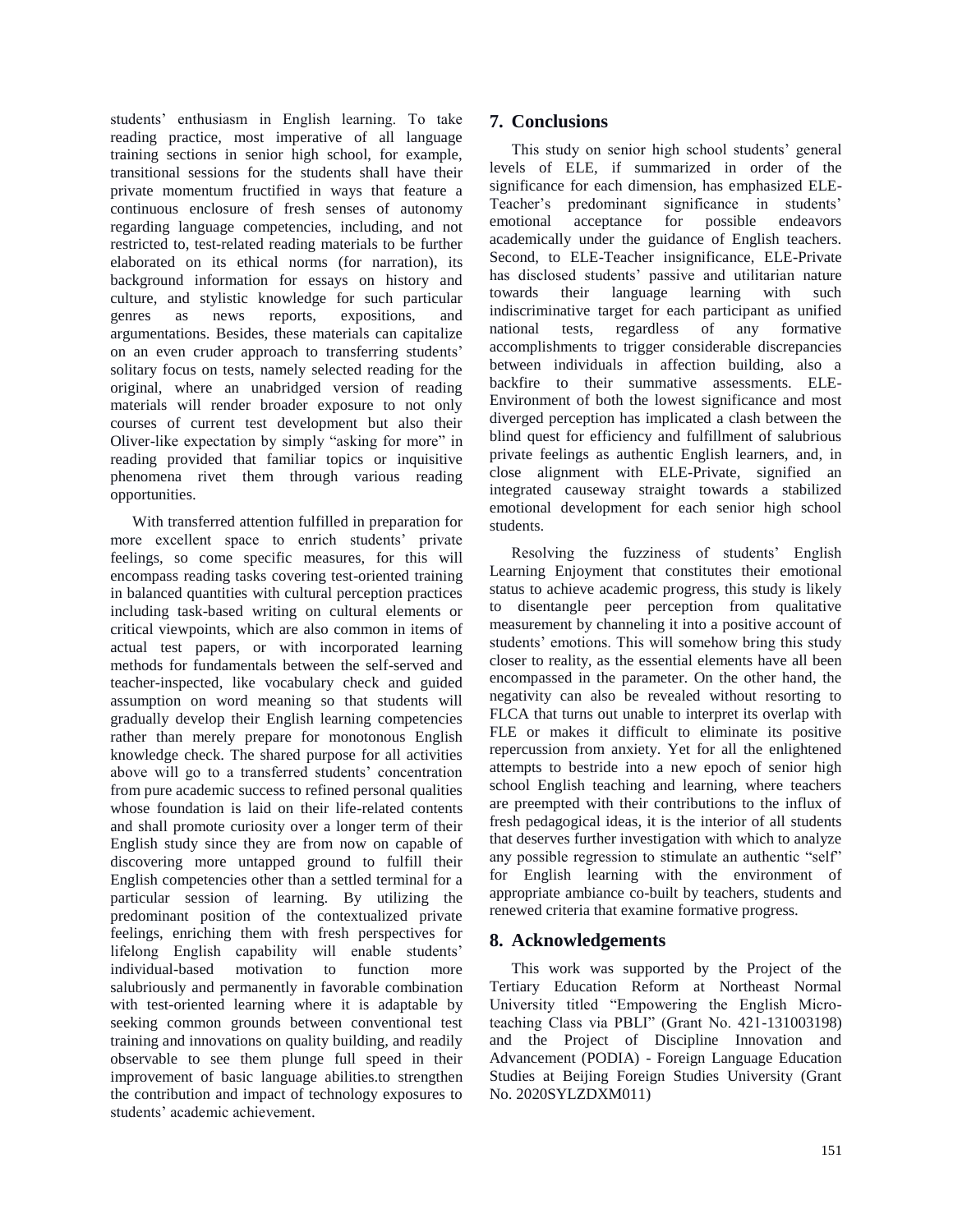students' enthusiasm in English learning. To take reading practice, most imperative of all language training sections in senior high school, for example, transitional sessions for the students shall have their private momentum fructified in ways that feature a continuous enclosure of fresh senses of autonomy regarding language competencies, including, and not restricted to, test-related reading materials to be further elaborated on its ethical norms (for narration), its background information for essays on history and culture, and stylistic knowledge for such particular genres as news reports, expositions, and argumentations. Besides, these materials can capitalize on an even cruder approach to transferring students' solitary focus on tests, namely selected reading for the original, where an unabridged version of reading materials will render broader exposure to not only courses of current test development but also their Oliver-like expectation by simply "asking for more" in reading provided that familiar topics or inquisitive phenomena rivet them through various reading opportunities.

With transferred attention fulfilled in preparation for more excellent space to enrich students' private feelings, so come specific measures, for this will encompass reading tasks covering test-oriented training in balanced quantities with cultural perception practices including task-based writing on cultural elements or critical viewpoints, which are also common in items of actual test papers, or with incorporated learning methods for fundamentals between the self-served and teacher-inspected, like vocabulary check and guided assumption on word meaning so that students will gradually develop their English learning competencies rather than merely prepare for monotonous English knowledge check. The shared purpose for all activities above will go to a transferred students' concentration from pure academic success to refined personal qualities whose foundation is laid on their life-related contents and shall promote curiosity over a longer term of their English study since they are from now on capable of discovering more untapped ground to fulfill their English competencies other than a settled terminal for a particular session of learning. By utilizing the predominant position of the contextualized private feelings, enriching them with fresh perspectives for lifelong English capability will enable students' individual-based motivation to function more salubriously and permanently in favorable combination with test-oriented learning where it is adaptable by seeking common grounds between conventional test training and innovations on quality building, and readily observable to see them plunge full speed in their improvement of basic language abilities.to strengthen the contribution and impact of technology exposures to students' academic achievement.

## 7. Conclusions

This study on senior high school students' general levels of ELE, if summarized in order of the significance for each dimension, has emphasized ELE-Teacher's predominant significance in students' emotional acceptance for possible endeavors academically under the guidance of English teachers. Second, to ELE-Teacher insignificance, ELE-Private has disclosed students' passive and utilitarian nature towards their language learning with such indiscriminative target for each participant as unified national tests, regardless of any formative accomplishments to trigger considerable discrepancies between individuals in affection building, also a backfire to their summative assessments. ELE-Environment of both the lowest significance and most diverged perception has implicated a clash between the blind quest for efficiency and fulfillment of salubrious private feelings as authentic English learners, and, in close alignment with ELE-Private, signified an integrated causeway straight towards a stabilized emotional development for each senior high school students.

Resolving the fuzziness of students' English Learning Enjoyment that constitutes their emotional status to achieve academic progress, this study is likely to disentangle peer perception from qualitative measurement by channeling it into a positive account of students' emotions. This will somehow bring this study closer to reality, as the essential elements have all been encompassed in the parameter. On the other hand, the negativity can also be revealed without resorting to FLCA that turns out unable to interpret its overlap with FLE or makes it difficult to eliminate its positive repercussion from anxiety. Yet for all the enlightened attempts to bestride into a new epoch of senior high school English teaching and learning, where teachers are preempted with their contributions to the influx of fresh pedagogical ideas, it is the interior of all students that deserves further investigation with which to analyze any possible regression to stimulate an authentic "self" for English learning with the environment of appropriate ambiance co-built by teachers, students and renewed criteria that examine formative progress.

## 8. Acknowledgements

This work was supported by the Project of the Tertiary Education Reform at Northeast Normal University titled "Empowering the English Micro-teaching Class via PBLI" (Grant No. 421-131003198) and the Project of Discipline Innovation and Advancement (PODIA) - Foreign Language Education Studies at Beijing Foreign Studies University (Grant No. 2020SYLZDXM011)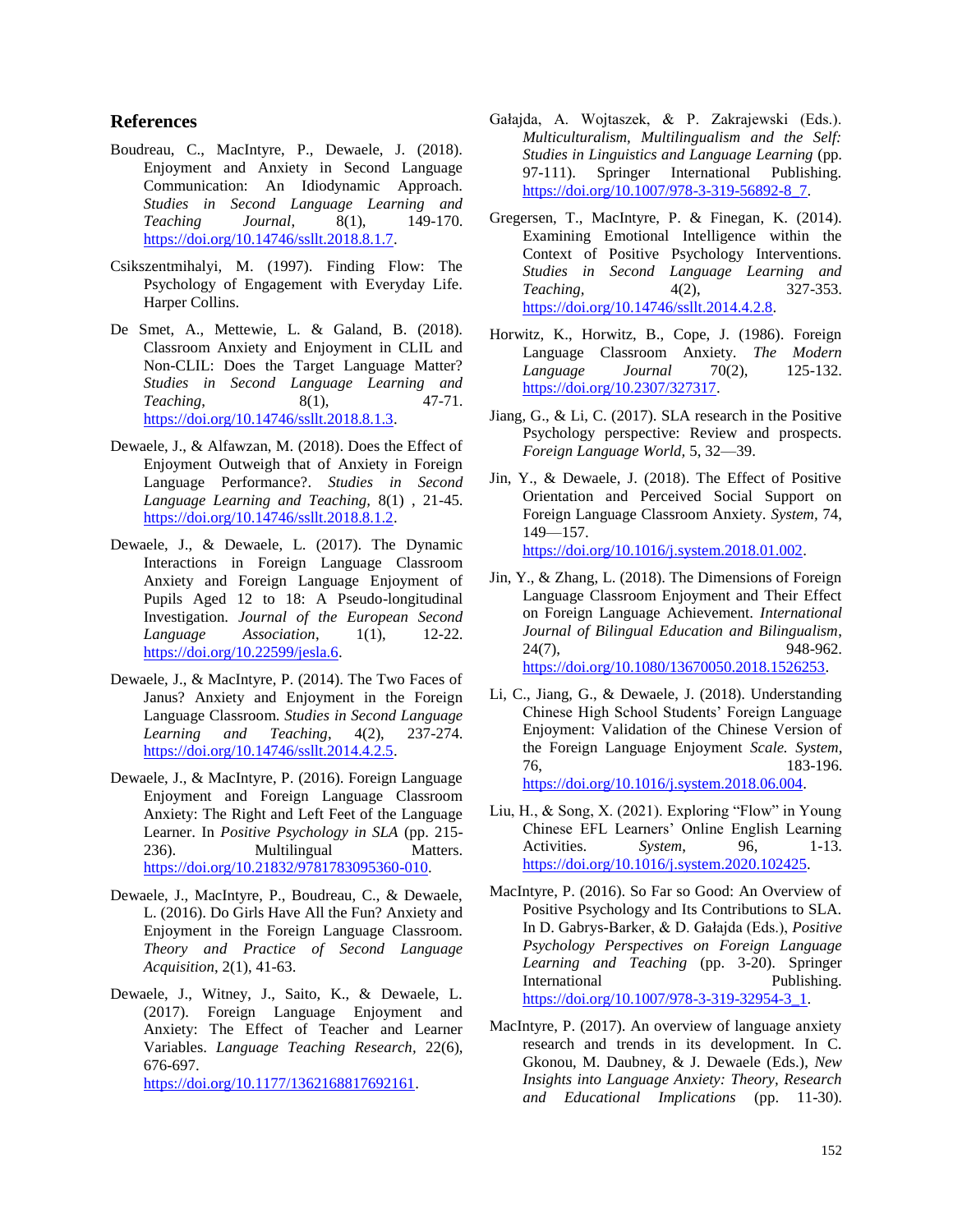## References

Boudreau, C., MacIntyre, P., Dewaele, J. (2018). Enjoyment and Anxiety in Second Language Communication: An Idiodynamic Approach. *Studies in Second Language Learning and Teaching Journal*, 8(1), 149-170. https://doi.org/10.14746/ssllt.2018.8.1.7.

Csikszentmihalyi, M. (1997). Finding Flow: The Psychology of Engagement with Everyday Life. Harper Collins.

De Smet, A., Mettewie, L. & Galand, B. (2018). Classroom Anxiety and Enjoyment in CLIL and Non-CLIL: Does the Target Language Matter? *Studies in Second Language Learning and Teaching*, 8(1), 47-71. https://doi.org/10.14746/ssllt.2018.8.1.3.

Dewaele, J., & Alfawzan, M. (2018). Does the Effect of Enjoyment Outweigh that of Anxiety in Foreign Language Performance?. *Studies in Second Language Learning and Teaching*, 8(1) , 21-45. https://doi.org/10.14746/ssllt.2018.8.1.2.

Dewaele, J., & Dewaele, L. (2017). The Dynamic Interactions in Foreign Language Classroom Anxiety and Foreign Language Enjoyment of Pupils Aged 12 to 18: A Pseudo-longitudinal Investigation. *Journal of the European Second Language Association*, 1(1), 12-22. https://doi.org/10.22599/jesla.6.

Dewaele, J., & MacIntyre, P. (2014). The Two Faces of Janus? Anxiety and Enjoyment in the Foreign Language Classroom. *Studies in Second Language Learning and Teaching*, 4(2), 237-274. https://doi.org/10.14746/ssllt.2014.4.2.5.

Dewaele, J., & MacIntyre, P. (2016). Foreign Language Enjoyment and Foreign Language Classroom Anxiety: The Right and Left Feet of the Language Learner. In *Positive Psychology in SLA* (pp. 215-236). Multilingual Matters. https://doi.org/10.21832/9781783095360-010.

Dewaele, J., MacIntyre, P., Boudreau, C., & Dewaele, L. (2016). Do Girls Have All the Fun? Anxiety and Enjoyment in the Foreign Language Classroom. *Theory and Practice of Second Language Acquisition*, 2(1), 41-63.

Dewaele, J., Witney, J., Saito, K., & Dewaele, L. (2017). Foreign Language Enjoyment and Anxiety: The Effect of Teacher and Learner Variables. *Language Teaching Research*, 22(6), 676-697. https://doi.org/10.1177/1362168817692161.

Gałajda, A. Wojtaszek, & P. Zakrajewski (Eds.). *Multiculturalism, Multilingualism and the Self: Studies in Linguistics and Language Learning* (pp. 97-111). Springer International Publishing. https://doi.org/10.1007/978-3-319-56892-8_7.

Gregersen, T., MacIntyre, P. & Finegan, K. (2014). Examining Emotional Intelligence within the Context of Positive Psychology Interventions. *Studies in Second Language Learning and Teaching*, 4(2), 327-353. https://doi.org/10.14746/ssllt.2014.4.2.8.

Horwitz, K., Horwitz, B., Cope, J. (1986). Foreign Language Classroom Anxiety. *The Modern Language Journal* 70(2), 125-132. https://doi.org/10.2307/327317.

Jiang, G., & Li, C. (2017). SLA research in the Positive Psychology perspective: Review and prospects. *Foreign Language World*, 5, 32—39.

Jin, Y., & Dewaele, J. (2018). The Effect of Positive Orientation and Perceived Social Support on Foreign Language Classroom Anxiety. *System*, 74, 149—157. https://doi.org/10.1016/j.system.2018.01.002.

Jin, Y., & Zhang, L. (2018). The Dimensions of Foreign Language Classroom Enjoyment and Their Effect on Foreign Language Achievement. *International Journal of Bilingual Education and Bilingualism*, 24(7), 948-962. https://doi.org/10.1080/13670050.2018.1526253.

Li, C., Jiang, G., & Dewaele, J. (2018). Understanding Chinese High School Students' Foreign Language Enjoyment: Validation of the Chinese Version of the Foreign Language Enjoyment *Scale. System*, 76, 183-196. https://doi.org/10.1016/j.system.2018.06.004.

Liu, H., & Song, X. (2021). Exploring "Flow" in Young Chinese EFL Learners' Online English Learning Activities. *System*, 96, 1-13. https://doi.org/10.1016/j.system.2020.102425.

MacIntyre, P. (2016). So Far so Good: An Overview of Positive Psychology and Its Contributions to SLA. In D. Gabrys-Barker, & D. Gałajda (Eds.), *Positive Psychology Perspectives on Foreign Language Learning and Teaching* (pp. 3-20). Springer International Publishing. https://doi.org/10.1007/978-3-319-32954-3_1.

MacIntyre, P. (2017). An overview of language anxiety research and trends in its development. In C. Gkonou, M. Daubney, & J. Dewaele (Eds.), *New Insights into Language Anxiety: Theory, Research and Educational Implications* (pp. 11-30).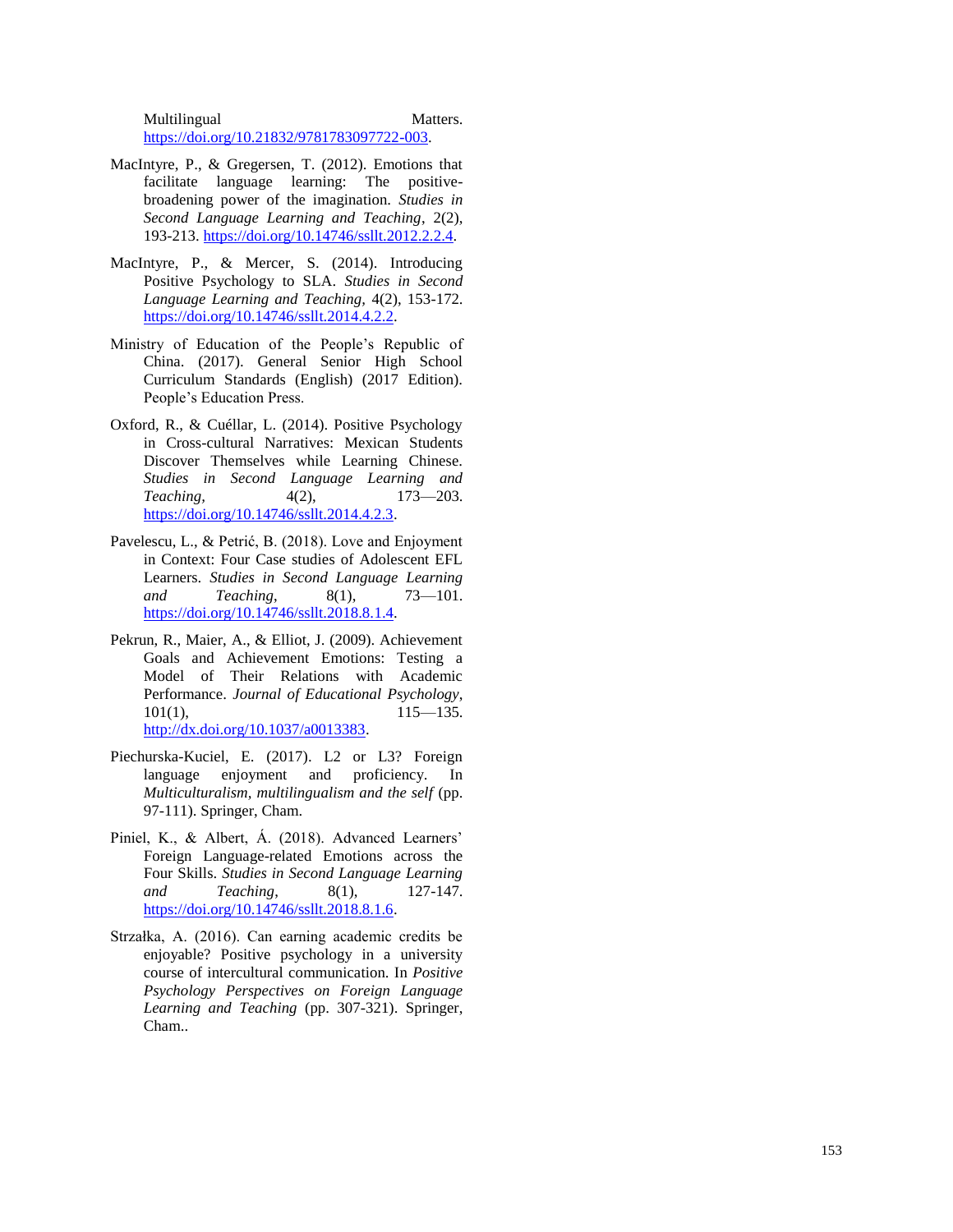Multilingual Matters. https://doi.org/10.21832/9781783097722-003.

MacIntyre, P., & Gregersen, T. (2012). Emotions that facilitate language learning: The positive-broadening power of the imagination. *Studies in Second Language Learning and Teaching*, 2(2), 193-213. https://doi.org/10.14746/ssllt.2012.2.2.4.

MacIntyre, P., & Mercer, S. (2014). Introducing Positive Psychology to SLA. *Studies in Second Language Learning and Teaching*, 4(2), 153-172. https://doi.org/10.14746/ssllt.2014.4.2.2.

Ministry of Education of the People's Republic of China. (2017). General Senior High School Curriculum Standards (English) (2017 Edition). People's Education Press.

Oxford, R., & Cuéllar, L. (2014). Positive Psychology in Cross-cultural Narratives: Mexican Students Discover Themselves while Learning Chinese. *Studies in Second Language Learning and Teaching*, 4(2), 173—203. https://doi.org/10.14746/ssllt.2014.4.2.3.

Pavelescu, L., & Petrić, B. (2018). Love and Enjoyment in Context: Four Case studies of Adolescent EFL Learners. *Studies in Second Language Learning and Teaching*, 8(1), 73—101. https://doi.org/10.14746/ssllt.2018.8.1.4.

Pekrun, R., Maier, A., & Elliot, J. (2009). Achievement Goals and Achievement Emotions: Testing a Model of Their Relations with Academic Performance. *Journal of Educational Psychology*, 101(1), 115—135. http://dx.doi.org/10.1037/a0013383.

Piechurska-Kuciel, E. (2017). L2 or L3? Foreign language enjoyment and proficiency. In *Multiculturalism, multilingualism and the self* (pp. 97-111). Springer, Cham.

Piniel, K., & Albert, Á. (2018). Advanced Learners' Foreign Language-related Emotions across the Four Skills. *Studies in Second Language Learning and Teaching*, 8(1), 127-147. https://doi.org/10.14746/ssllt.2018.8.1.6.

Strzałka, A. (2016). Can earning academic credits be enjoyable? Positive psychology in a university course of intercultural communication. In *Positive Psychology Perspectives on Foreign Language Learning and Teaching* (pp. 307-321). Springer, Cham..